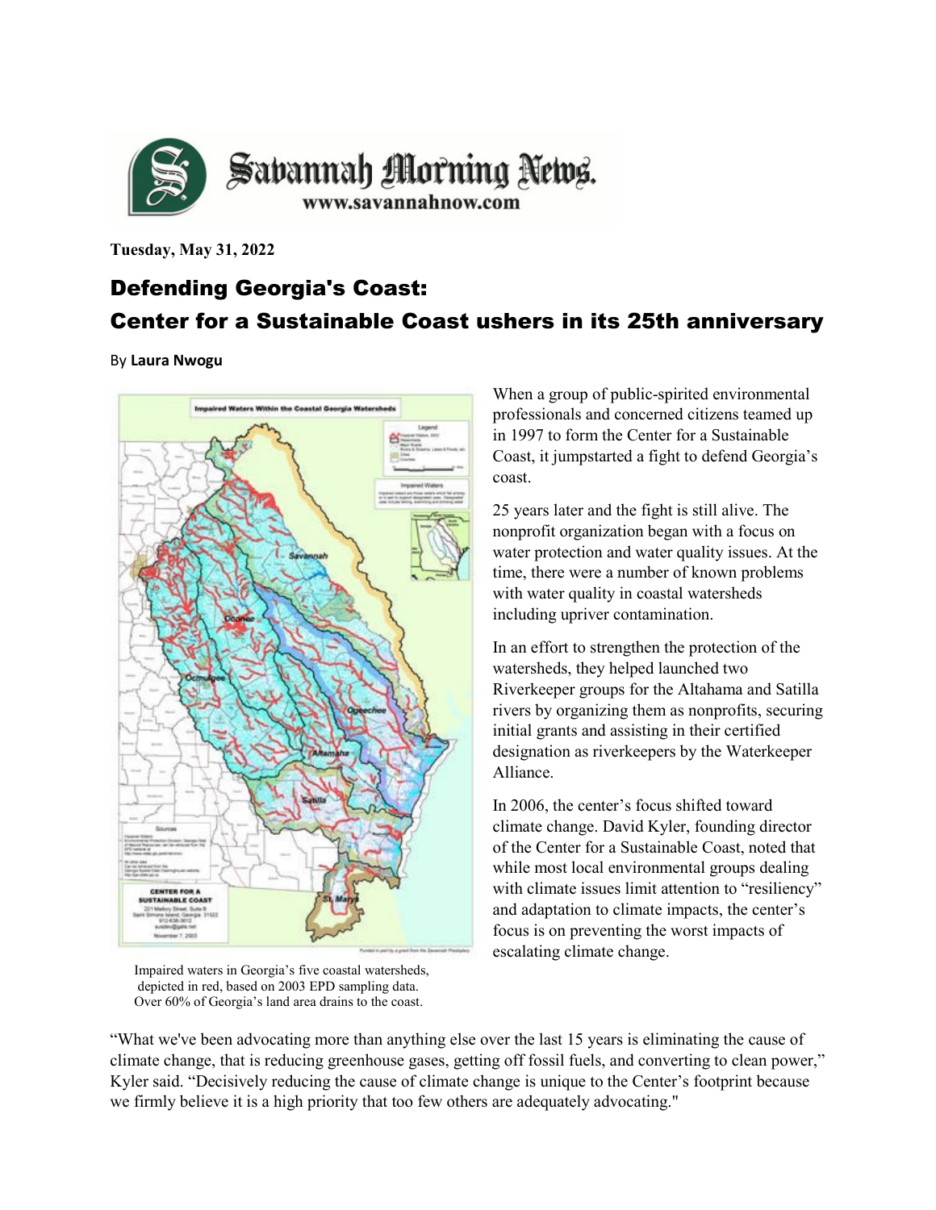**Savannah Morning News**
**www.savannahnow.com**

**Tuesday, May 31, 2022**

# Defending Georgia's Coast: Center for a Sustainable Coast ushers in its 25th anniversary

By **Laura Nwogu**

Impaired waters in Georgia's five coastal watersheds, depicted in red, based on 2003 EPD sampling data. Over 60% of Georgia's land area drains to the coast.

When a group of public-spirited environmental professionals and concerned citizens teamed up in 1997 to form the Center for a Sustainable Coast, it jumpstarted a fight to defend Georgia's coast.

25 years later and the fight is still alive. The nonprofit organization began with a focus on water protection and water quality issues. At the time, there were a number of known problems with water quality in coastal watersheds including upriver contamination.

In an effort to strengthen the protection of the watersheds, they helped launched two Riverkeeper groups for the Altahama and Satilla rivers by organizing them as nonprofits, securing initial grants and assisting in their certified designation as riverkeepers by the Waterkeeper Alliance.

In 2006, the center's focus shifted toward climate change. David Kyler, founding director of the Center for a Sustainable Coast, noted that while most local environmental groups dealing with climate issues limit attention to "resiliency" and adaptation to climate impacts, the center's focus is on preventing the worst impacts of escalating climate change.

"What we've been advocating more than anything else over the last 15 years is eliminating the cause of climate change, that is reducing greenhouse gases, getting off fossil fuels, and converting to clean power," Kyler said. "Decisively reducing the cause of climate change is unique to the Center's footprint because we firmly believe it is a high priority that too few others are adequately advocating."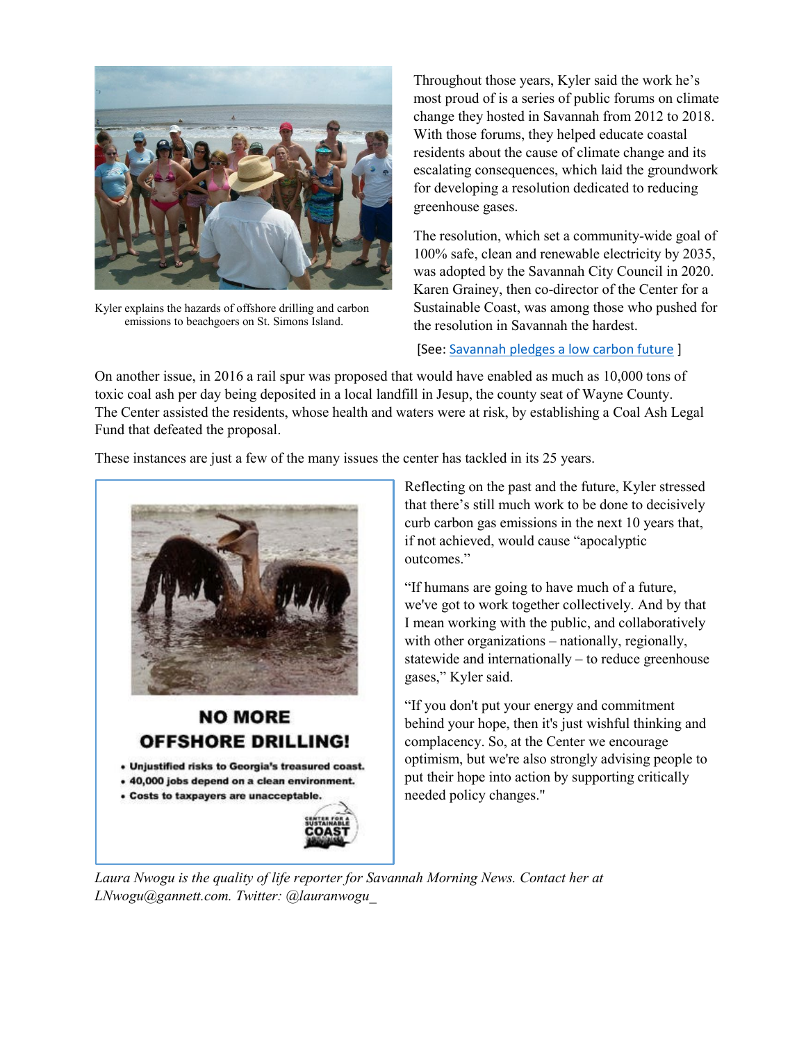Kyler explains the hazards of offshore drilling and carbon emissions to beachgoers on St. Simons Island.

Throughout those years, Kyler said the work he's most proud of is a series of public forums on climate change they hosted in Savannah from 2012 to 2018. With those forums, they helped educate coastal residents about the cause of climate change and its escalating consequences, which laid the groundwork for developing a resolution dedicated to reducing greenhouse gases.

The resolution, which set a community-wide goal of 100% safe, clean and renewable electricity by 2035, was adopted by the Savannah City Council in 2020. Karen Grainey, then co-director of the Center for a Sustainable Coast, was among those who pushed for the resolution in Savannah the hardest.

[See: Savannah pledges a low carbon future ]

On another issue, in 2016 a rail spur was proposed that would have enabled as much as 10,000 tons of toxic coal ash per day being deposited in a local landfill in Jesup, the county seat of Wayne County. The Center assisted the residents, whose health and waters were at risk, by establishing a Coal Ash Legal Fund that defeated the proposal.

These instances are just a few of the many issues the center has tackled in its 25 years.

**NO MORE OFFSHORE DRILLING!**

- Unjustified risks to Georgia's treasured coast.
- 40,000 jobs depend on a clean environment.
- Costs to taxpayers are unacceptable.

CENTER FOR A SUSTAINABLE COAST

Reflecting on the past and the future, Kyler stressed that there's still much work to be done to decisively curb carbon gas emissions in the next 10 years that, if not achieved, would cause "apocalyptic outcomes."

"If humans are going to have much of a future, we've got to work together collectively. And by that I mean working with the public, and collaboratively with other organizations – nationally, regionally, statewide and internationally – to reduce greenhouse gases," Kyler said.

"If you don't put your energy and commitment behind your hope, then it's just wishful thinking and complacency. So, at the Center we encourage optimism, but we're also strongly advising people to put their hope into action by supporting critically needed policy changes."

*Laura Nwogu is the quality of life reporter for Savannah Morning News. Contact her at LNwogu@gannett.com. Twitter: @lauranwogu_*